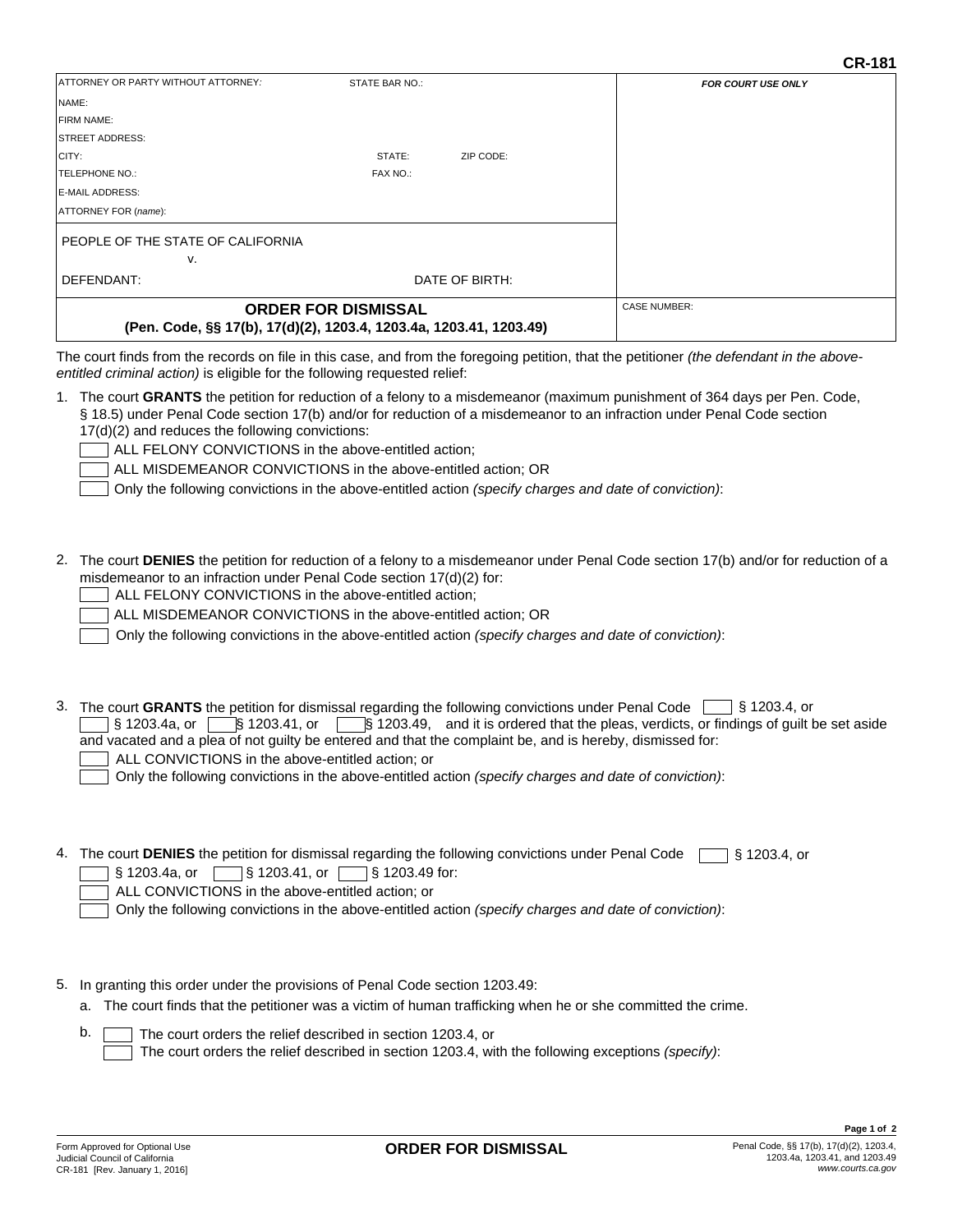CR-181

| ATTORNEY OR PARTY WITHOUT ATTORNEY: | STATE BAR NO.: | FOR COURT USE ONLY |
|---|---|---|
| NAME: | | |
| FIRM NAME: | | |
| STREET ADDRESS: | | |
| CITY: | STATE: ZIP CODE: | |
| TELEPHONE NO.: | FAX NO.: | |
| E-MAIL ADDRESS: | | |
| ATTORNEY FOR (*name*): | | |
| PEOPLE OF THE STATE OF CALIFORNIA v. | | |
| DEFENDANT: | DATE OF BIRTH: | |
| **ORDER FOR DISMISSAL** (Pen. Code, §§ 17(b), 17(d)(2), 1203.4, 1203.4a, 1203.41, 1203.49) | | CASE NUMBER: |

The court finds from the records on file in this case, and from the foregoing petition, that the petitioner *(the defendant in the above-entitled criminal action)* is eligible for the following requested relief:

1. The court **GRANTS** the petition for reduction of a felony to a misdemeanor (maximum punishment of 364 days per Pen. Code, § 18.5) under Penal Code section 17(b) and/or for reduction of a misdemeanor to an infraction under Penal Code section 17(d)(2) and reduces the following convictions:
   - ☐ ALL FELONY CONVICTIONS in the above-entitled action;
   - ☐ ALL MISDEMEANOR CONVICTIONS in the above-entitled action; OR
   - ☐ Only the following convictions in the above-entitled action *(specify charges and date of conviction)*:

2. The court **DENIES** the petition for reduction of a felony to a misdemeanor under Penal Code section 17(b) and/or for reduction of a misdemeanor to an infraction under Penal Code section 17(d)(2) for:
   - ☐ ALL FELONY CONVICTIONS in the above-entitled action;
   - ☐ ALL MISDEMEANOR CONVICTIONS in the above-entitled action; OR
   - ☐ Only the following convictions in the above-entitled action *(specify charges and date of conviction)*:

3. The court **GRANTS** the petition for dismissal regarding the following convictions under Penal Code ☐ § 1203.4, or ☐ § 1203.4a, or ☐ § 1203.41, or ☐ § 1203.49, and it is ordered that the pleas, verdicts, or findings of guilt be set aside and vacated and a plea of not guilty be entered and that the complaint be, and is hereby, dismissed for:
   - ☐ ALL CONVICTIONS in the above-entitled action; or
   - ☐ Only the following convictions in the above-entitled action *(specify charges and date of conviction)*:

4. The court **DENIES** the petition for dismissal regarding the following convictions under Penal Code ☐ § 1203.4, or ☐ § 1203.4a, or ☐ § 1203.41, or ☐ § 1203.49 for:
   - ☐ ALL CONVICTIONS in the above-entitled action; or
   - ☐ Only the following convictions in the above-entitled action *(specify charges and date of conviction)*:

5. In granting this order under the provisions of Penal Code section 1203.49:
   a. The court finds that the petitioner was a victim of human trafficking when he or she committed the crime.
   b. ☐ The court orders the relief described in section 1203.4, or
      ☐ The court orders the relief described in section 1203.4, with the following exceptions *(specify)*:

Form Approved for Optional Use
Judicial Council of California
CR-181 [Rev. January 1, 2016]

**ORDER FOR DISMISSAL**

Penal Code, §§ 17(b), 17(d)(2), 1203.4, 1203.4a, 1203.41, and 1203.49
www.courts.ca.gov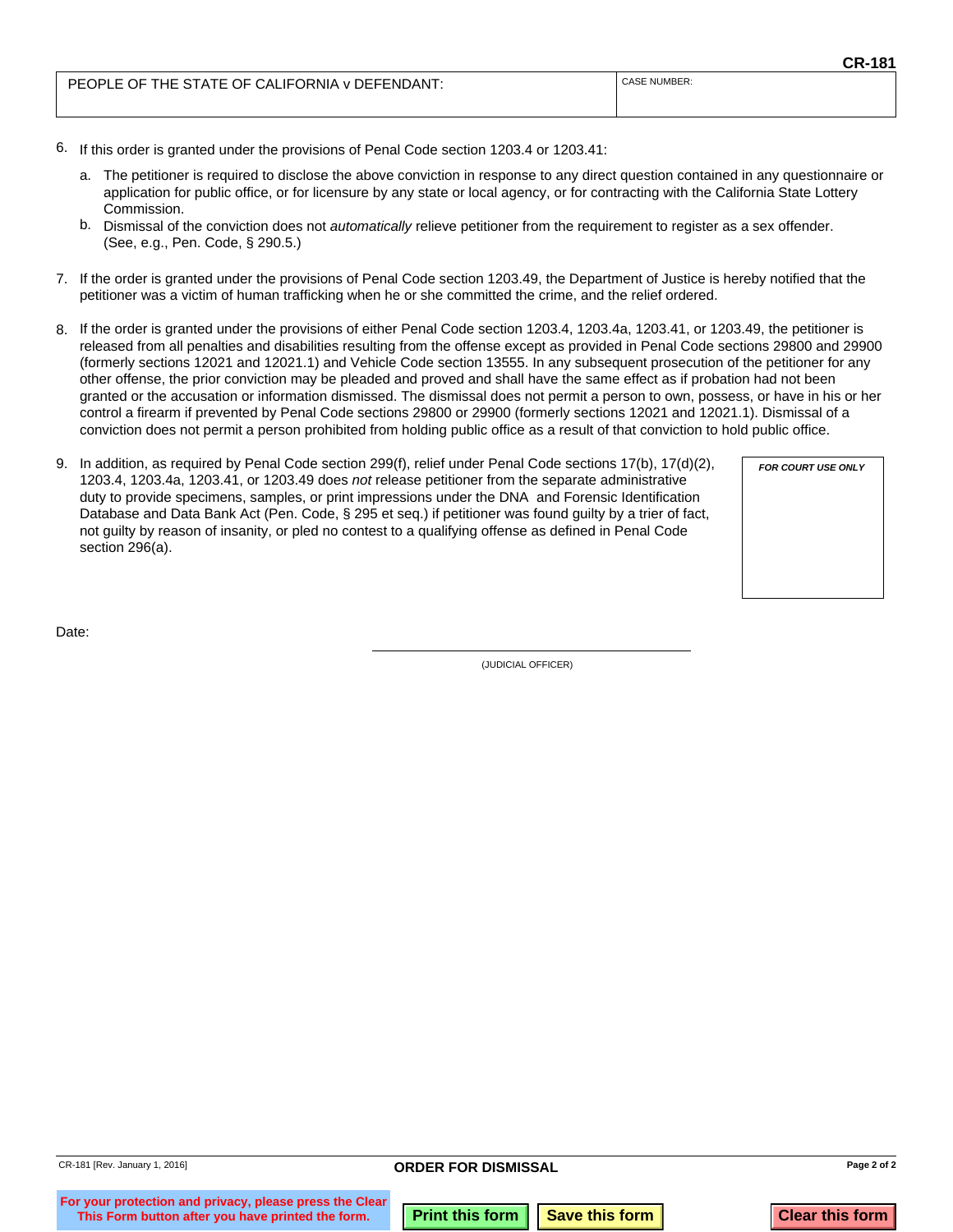| PEOPLE OF THE STATE OF CALIFORNIA v DEFENDANT: | CASE NUMBER: |
| --- | --- |
| | |

6. If this order is granted under the provisions of Penal Code section 1203.4 or 1203.41:

   a. The petitioner is required to disclose the above conviction in response to any direct question contained in any questionnaire or application for public office, or for licensure by any state or local agency, or for contracting with the California State Lottery Commission.

   b. Dismissal of the conviction does not *automatically* relieve petitioner from the requirement to register as a sex offender. (See, e.g., Pen. Code, § 290.5.)

7. If the order is granted under the provisions of Penal Code section 1203.49, the Department of Justice is hereby notified that the petitioner was a victim of human trafficking when he or she committed the crime, and the relief ordered.

8. If the order is granted under the provisions of either Penal Code section 1203.4, 1203.4a, 1203.41, or 1203.49, the petitioner is released from all penalties and disabilities resulting from the offense except as provided in Penal Code sections 29800 and 29900 (formerly sections 12021 and 12021.1) and Vehicle Code section 13555. In any subsequent prosecution of the petitioner for any other offense, the prior conviction may be pleaded and proved and shall have the same effect as if probation had not been granted or the accusation or information dismissed. The dismissal does not permit a person to own, possess, or have in his or her control a firearm if prevented by Penal Code sections 29800 or 29900 (formerly sections 12021 and 12021.1). Dismissal of a conviction does not permit a person prohibited from holding public office as a result of that conviction to hold public office.

9. In addition, as required by Penal Code section 299(f), relief under Penal Code sections 17(b), 17(d)(2), 1203.4, 1203.4a, 1203.41, or 1203.49 does *not* release petitioner from the separate administrative duty to provide specimens, samples, or print impressions under the DNA and Forensic Identification Database and Data Bank Act (Pen. Code, § 295 et seq.) if petitioner was found guilty by a trier of fact, not guilty by reason of insanity, or pled no contest to a qualifying offense as defined in Penal Code section 296(a).

***FOR COURT USE ONLY***

Date:

_______________________________
(JUDICIAL OFFICER)

CR-181 [Rev. January 1, 2016]

**ORDER FOR DISMISSAL**

**For your protection and privacy, please press the Clear This Form button after you have printed the form.**

**Print this form** | **Save this form** | **Clear this form**